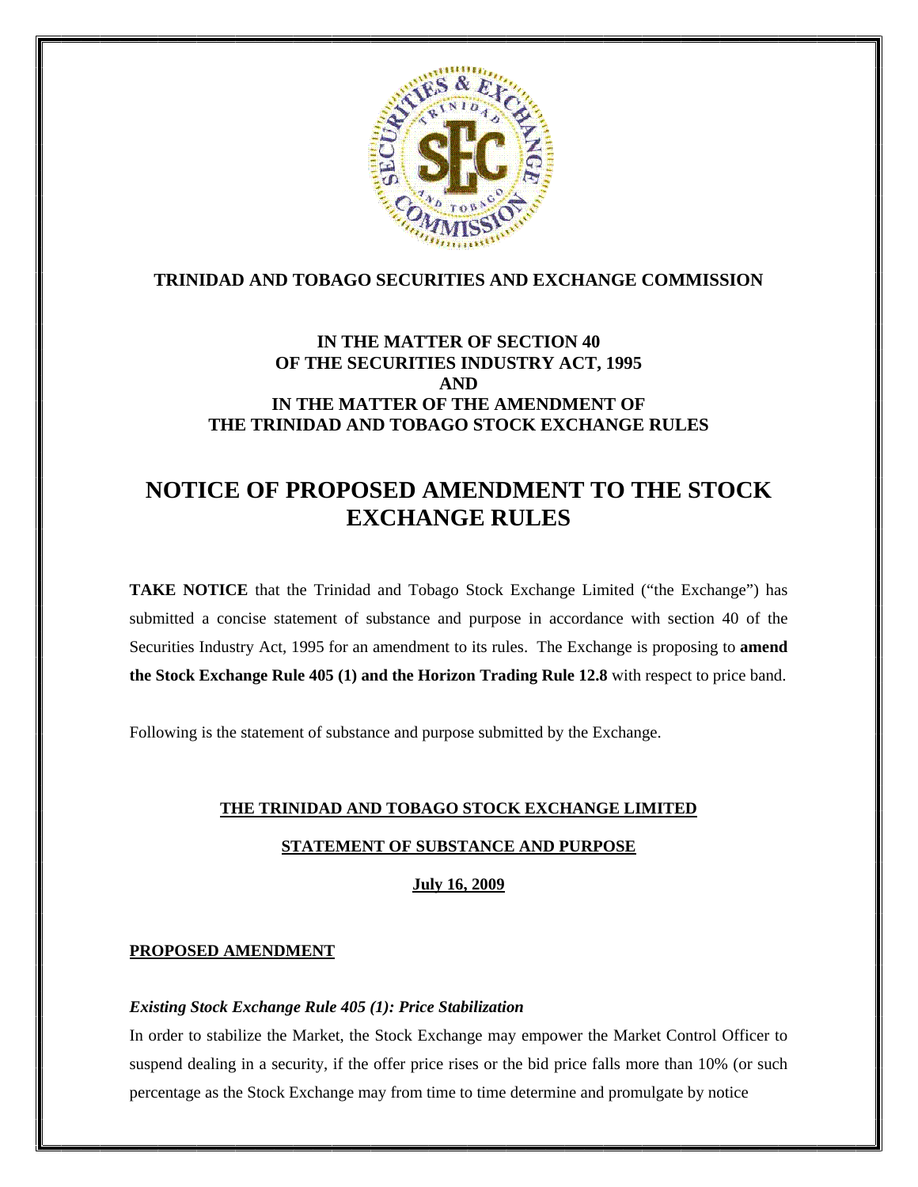**TRINIDAD AND TOBAGO SECURITIES AND EXCHANGE COMMISSION**

**IN THE MATTER OF SECTION 40**
**OF THE SECURITIES INDUSTRY ACT, 1995**
**AND**
**IN THE MATTER OF THE AMENDMENT OF**
**THE TRINIDAD AND TOBAGO STOCK EXCHANGE RULES**

# NOTICE OF PROPOSED AMENDMENT TO THE STOCK EXCHANGE RULES

**TAKE NOTICE** that the Trinidad and Tobago Stock Exchange Limited ("the Exchange") has submitted a concise statement of substance and purpose in accordance with section 40 of the Securities Industry Act, 1995 for an amendment to its rules. The Exchange is proposing to **amend the Stock Exchange Rule 405 (1) and the Horizon Trading Rule 12.8** with respect to price band.

Following is the statement of substance and purpose submitted by the Exchange.

**THE TRINIDAD AND TOBAGO STOCK EXCHANGE LIMITED**

**STATEMENT OF SUBSTANCE AND PURPOSE**

**July 16, 2009**

**PROPOSED AMENDMENT**

***Existing Stock Exchange Rule 405 (1): Price Stabilization***

In order to stabilize the Market, the Stock Exchange may empower the Market Control Officer to suspend dealing in a security, if the offer price rises or the bid price falls more than 10% (or such percentage as the Stock Exchange may from time to time determine and promulgate by notice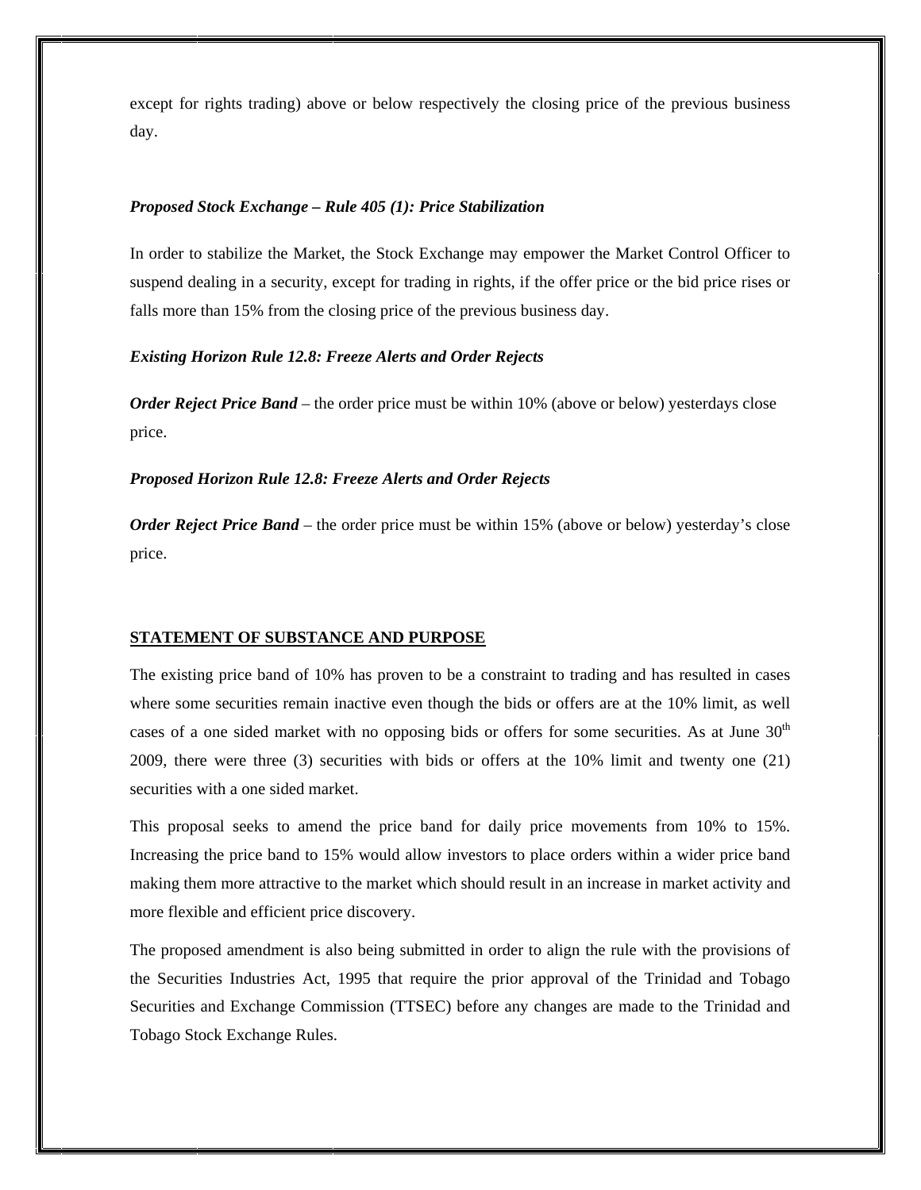except for rights trading) above or below respectively the closing price of the previous business day.

***Proposed Stock Exchange – Rule 405 (1): Price Stabilization***

In order to stabilize the Market, the Stock Exchange may empower the Market Control Officer to suspend dealing in a security, except for trading in rights, if the offer price or the bid price rises or falls more than 15% from the closing price of the previous business day.

***Existing Horizon Rule 12.8: Freeze Alerts and Order Rejects***

***Order Reject Price Band*** – the order price must be within 10% (above or below) yesterdays close price.

***Proposed Horizon Rule 12.8: Freeze Alerts and Order Rejects***

***Order Reject Price Band*** – the order price must be within 15% (above or below) yesterday's close price.

## STATEMENT OF SUBSTANCE AND PURPOSE

The existing price band of 10% has proven to be a constraint to trading and has resulted in cases where some securities remain inactive even though the bids or offers are at the 10% limit, as well cases of a one sided market with no opposing bids or offers for some securities. As at June 30th 2009, there were three (3) securities with bids or offers at the 10% limit and twenty one (21) securities with a one sided market.

This proposal seeks to amend the price band for daily price movements from 10% to 15%. Increasing the price band to 15% would allow investors to place orders within a wider price band making them more attractive to the market which should result in an increase in market activity and more flexible and efficient price discovery.

The proposed amendment is also being submitted in order to align the rule with the provisions of the Securities Industries Act, 1995 that require the prior approval of the Trinidad and Tobago Securities and Exchange Commission (TTSEC) before any changes are made to the Trinidad and Tobago Stock Exchange Rules.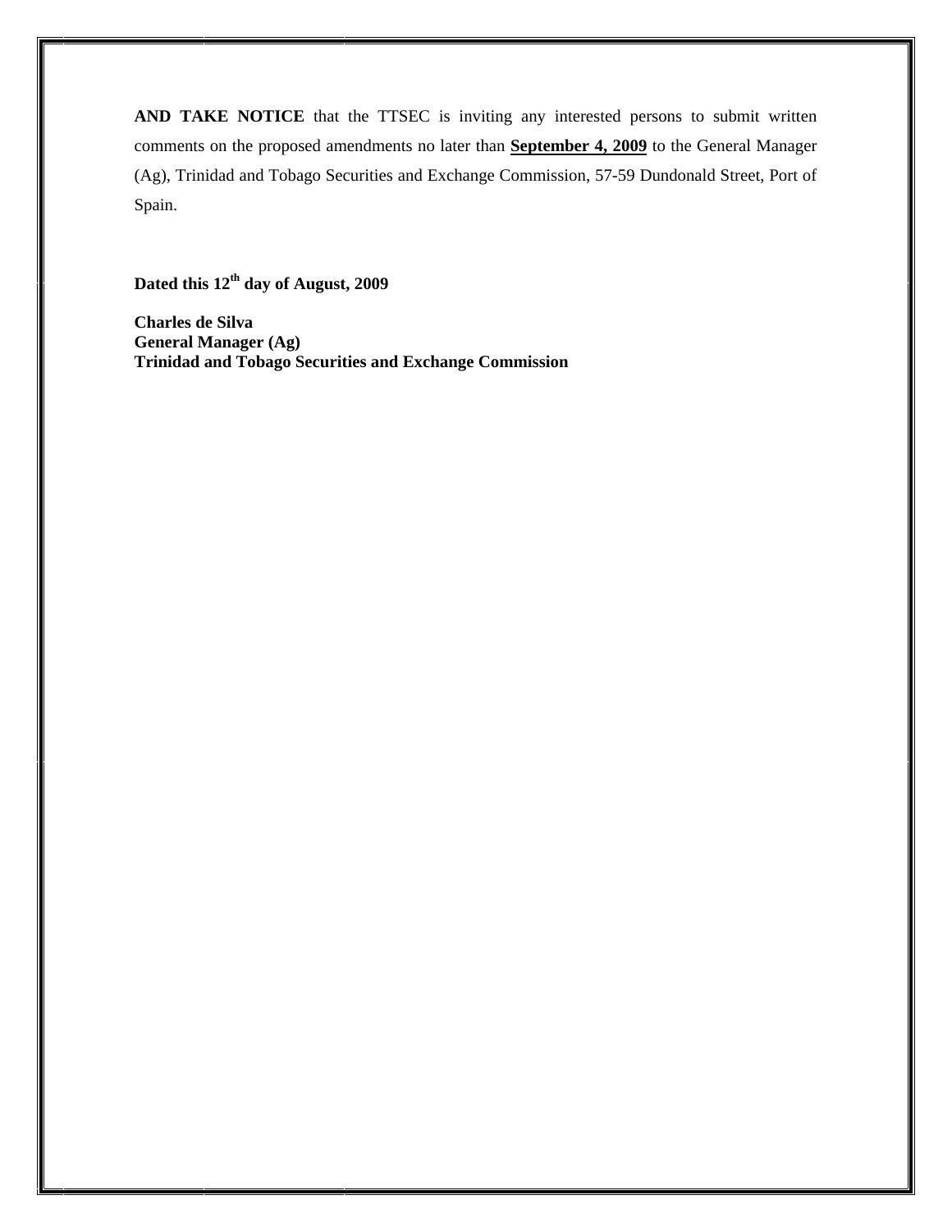**AND TAKE NOTICE** that the TTSEC is inviting any interested persons to submit written comments on the proposed amendments no later than **September 4, 2009** to the General Manager (Ag), Trinidad and Tobago Securities and Exchange Commission, 57-59 Dundonald Street, Port of Spain.

**Dated this 12th day of August, 2009**

**Charles de Silva**
**General Manager (Ag)**
**Trinidad and Tobago Securities and Exchange Commission**